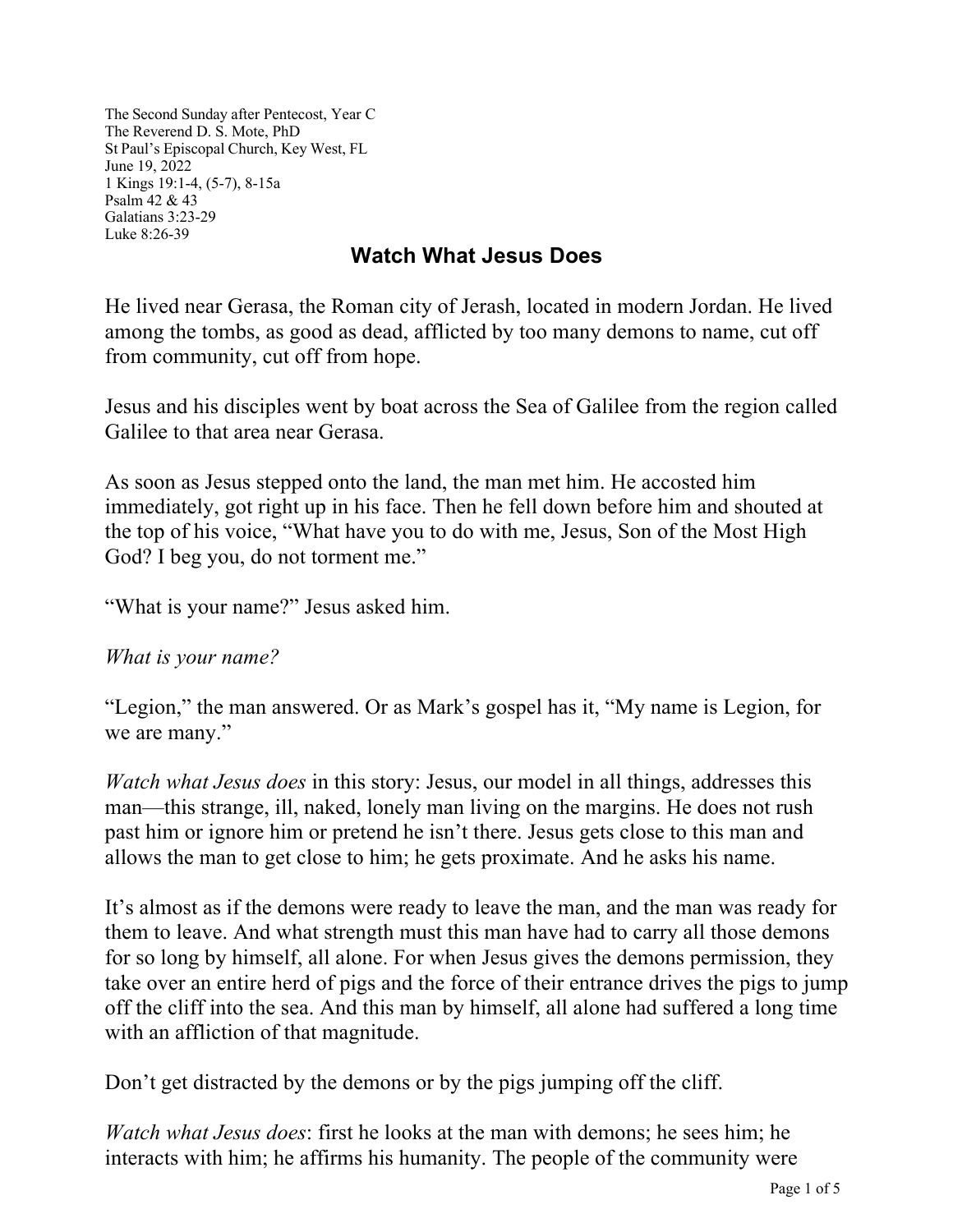The Second Sunday after Pentecost, Year C
The Reverend D. S. Mote, PhD
St Paul's Episcopal Church, Key West, FL
June 19, 2022
1 Kings 19:1-4, (5-7), 8-15a
Psalm 42 & 43
Galatians 3:23-29
Luke 8:26-39

# Watch What Jesus Does

He lived near Gerasa, the Roman city of Jerash, located in modern Jordan. He lived among the tombs, as good as dead, afflicted by too many demons to name, cut off from community, cut off from hope.

Jesus and his disciples went by boat across the Sea of Galilee from the region called Galilee to that area near Gerasa.

As soon as Jesus stepped onto the land, the man met him. He accosted him immediately, got right up in his face. Then he fell down before him and shouted at the top of his voice, "What have you to do with me, Jesus, Son of the Most High God? I beg you, do not torment me."

"What is your name?" Jesus asked him.

*What is your name?*

"Legion," the man answered. Or as Mark's gospel has it, "My name is Legion, for we are many."

*Watch what Jesus does* in this story: Jesus, our model in all things, addresses this man—this strange, ill, naked, lonely man living on the margins. He does not rush past him or ignore him or pretend he isn't there. Jesus gets close to this man and allows the man to get close to him; he gets proximate. And he asks his name.

It's almost as if the demons were ready to leave the man, and the man was ready for them to leave. And what strength must this man have had to carry all those demons for so long by himself, all alone. For when Jesus gives the demons permission, they take over an entire herd of pigs and the force of their entrance drives the pigs to jump off the cliff into the sea. And this man by himself, all alone had suffered a long time with an affliction of that magnitude.

Don't get distracted by the demons or by the pigs jumping off the cliff.

*Watch what Jesus does*: first he looks at the man with demons; he sees him; he interacts with him; he affirms his humanity. The people of the community were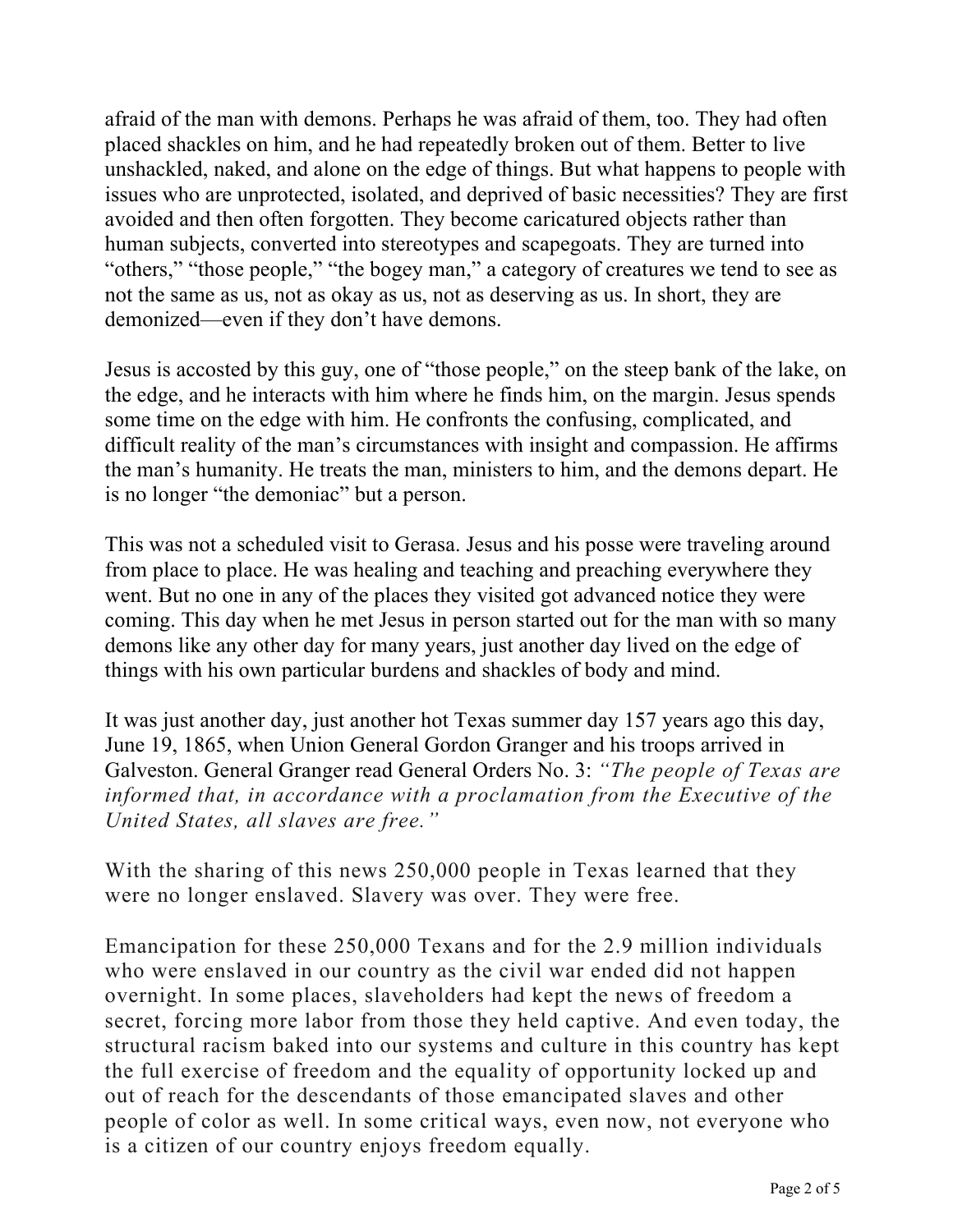afraid of the man with demons. Perhaps he was afraid of them, too. They had often placed shackles on him, and he had repeatedly broken out of them. Better to live unshackled, naked, and alone on the edge of things. But what happens to people with issues who are unprotected, isolated, and deprived of basic necessities? They are first avoided and then often forgotten. They become caricatured objects rather than human subjects, converted into stereotypes and scapegoats. They are turned into "others," "those people," "the bogey man," a category of creatures we tend to see as not the same as us, not as okay as us, not as deserving as us. In short, they are demonized—even if they don't have demons.

Jesus is accosted by this guy, one of "those people," on the steep bank of the lake, on the edge, and he interacts with him where he finds him, on the margin. Jesus spends some time on the edge with him. He confronts the confusing, complicated, and difficult reality of the man's circumstances with insight and compassion. He affirms the man's humanity. He treats the man, ministers to him, and the demons depart. He is no longer "the demoniac" but a person.

This was not a scheduled visit to Gerasa. Jesus and his posse were traveling around from place to place. He was healing and teaching and preaching everywhere they went. But no one in any of the places they visited got advanced notice they were coming. This day when he met Jesus in person started out for the man with so many demons like any other day for many years, just another day lived on the edge of things with his own particular burdens and shackles of body and mind.

It was just another day, just another hot Texas summer day 157 years ago this day, June 19, 1865, when Union General Gordon Granger and his troops arrived in Galveston. General Granger read General Orders No. 3: *"The people of Texas are informed that, in accordance with a proclamation from the Executive of the United States, all slaves are free."*

With the sharing of this news 250,000 people in Texas learned that they were no longer enslaved. Slavery was over. They were free.

Emancipation for these 250,000 Texans and for the 2.9 million individuals who were enslaved in our country as the civil war ended did not happen overnight. In some places, slaveholders had kept the news of freedom a secret, forcing more labor from those they held captive. And even today, the structural racism baked into our systems and culture in this country has kept the full exercise of freedom and the equality of opportunity locked up and out of reach for the descendants of those emancipated slaves and other people of color as well. In some critical ways, even now, not everyone who is a citizen of our country enjoys freedom equally.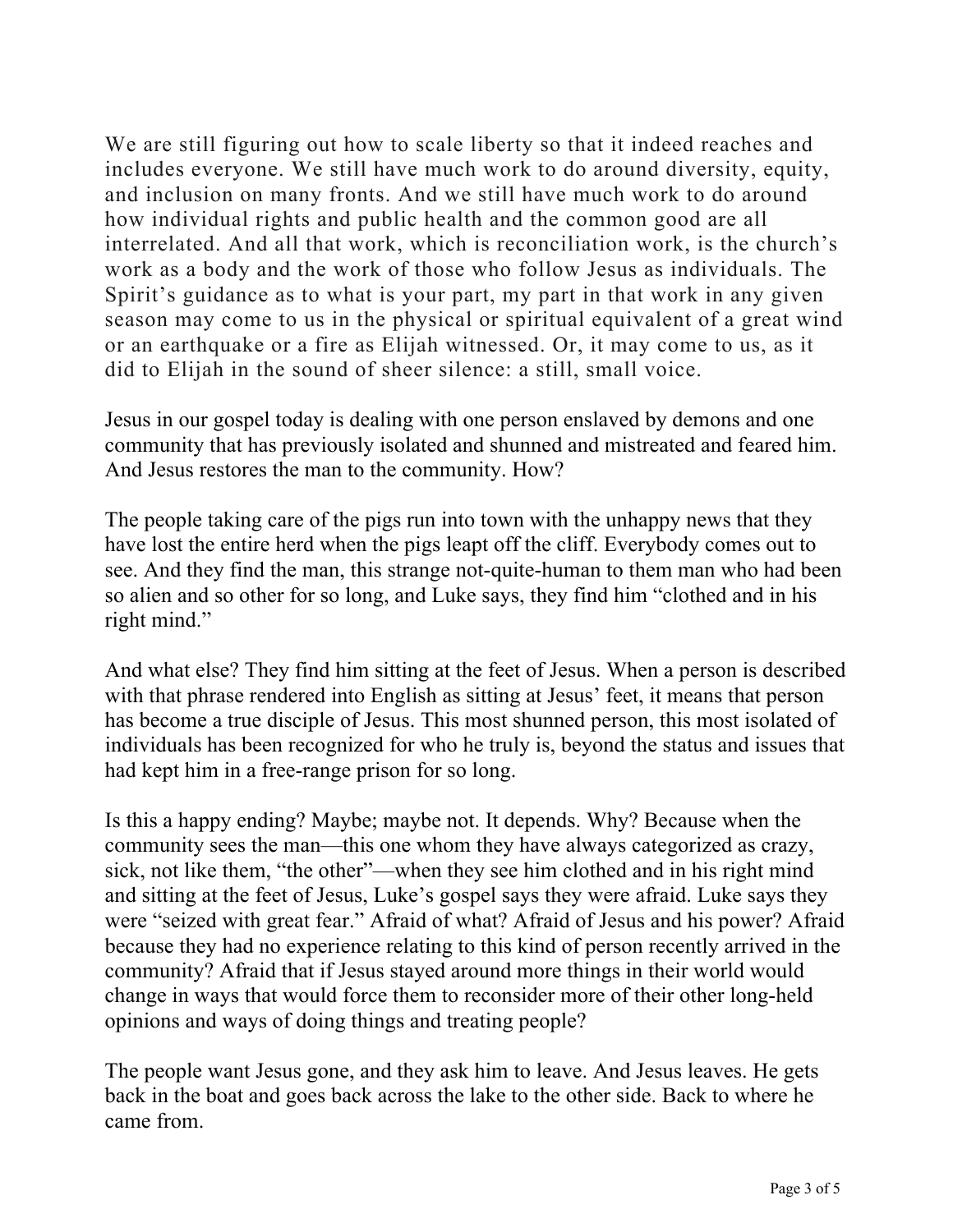We are still figuring out how to scale liberty so that it indeed reaches and includes everyone. We still have much work to do around diversity, equity, and inclusion on many fronts. And we still have much work to do around how individual rights and public health and the common good are all interrelated. And all that work, which is reconciliation work, is the church's work as a body and the work of those who follow Jesus as individuals. The Spirit's guidance as to what is your part, my part in that work in any given season may come to us in the physical or spiritual equivalent of a great wind or an earthquake or a fire as Elijah witnessed. Or, it may come to us, as it did to Elijah in the sound of sheer silence: a still, small voice.

Jesus in our gospel today is dealing with one person enslaved by demons and one community that has previously isolated and shunned and mistreated and feared him. And Jesus restores the man to the community. How?

The people taking care of the pigs run into town with the unhappy news that they have lost the entire herd when the pigs leapt off the cliff. Everybody comes out to see. And they find the man, this strange not-quite-human to them man who had been so alien and so other for so long, and Luke says, they find him "clothed and in his right mind."

And what else? They find him sitting at the feet of Jesus. When a person is described with that phrase rendered into English as sitting at Jesus' feet, it means that person has become a true disciple of Jesus. This most shunned person, this most isolated of individuals has been recognized for who he truly is, beyond the status and issues that had kept him in a free-range prison for so long.

Is this a happy ending? Maybe; maybe not. It depends. Why? Because when the community sees the man—this one whom they have always categorized as crazy, sick, not like them, "the other"—when they see him clothed and in his right mind and sitting at the feet of Jesus, Luke's gospel says they were afraid. Luke says they were "seized with great fear." Afraid of what? Afraid of Jesus and his power? Afraid because they had no experience relating to this kind of person recently arrived in the community? Afraid that if Jesus stayed around more things in their world would change in ways that would force them to reconsider more of their other long-held opinions and ways of doing things and treating people?

The people want Jesus gone, and they ask him to leave. And Jesus leaves. He gets back in the boat and goes back across the lake to the other side. Back to where he came from.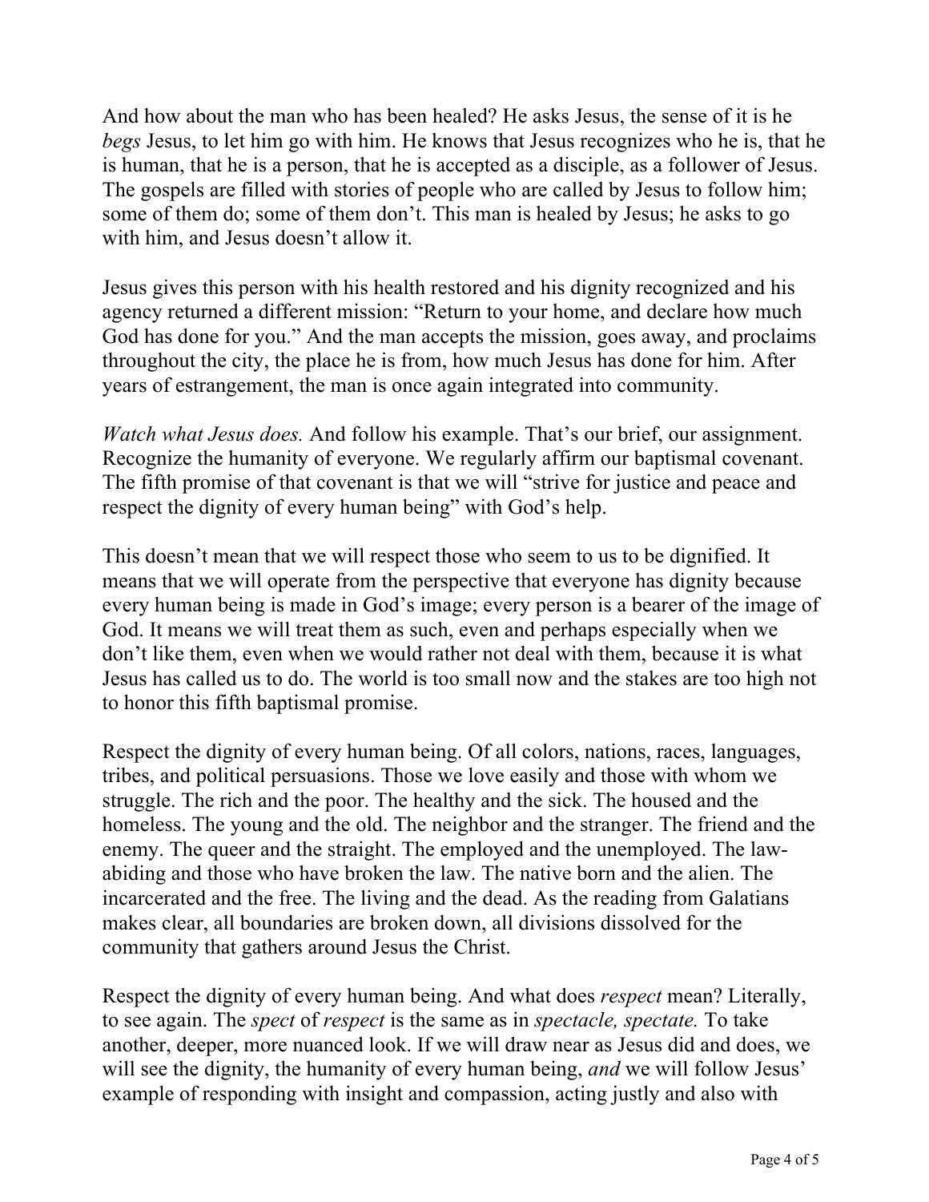And how about the man who has been healed? He asks Jesus, the sense of it is he *begs* Jesus, to let him go with him. He knows that Jesus recognizes who he is, that he is human, that he is a person, that he is accepted as a disciple, as a follower of Jesus. The gospels are filled with stories of people who are called by Jesus to follow him; some of them do; some of them don't. This man is healed by Jesus; he asks to go with him, and Jesus doesn't allow it.

Jesus gives this person with his health restored and his dignity recognized and his agency returned a different mission: "Return to your home, and declare how much God has done for you." And the man accepts the mission, goes away, and proclaims throughout the city, the place he is from, how much Jesus has done for him. After years of estrangement, the man is once again integrated into community.

*Watch what Jesus does.* And follow his example. That's our brief, our assignment. Recognize the humanity of everyone. We regularly affirm our baptismal covenant. The fifth promise of that covenant is that we will "strive for justice and peace and respect the dignity of every human being" with God's help.

This doesn't mean that we will respect those who seem to us to be dignified. It means that we will operate from the perspective that everyone has dignity because every human being is made in God's image; every person is a bearer of the image of God. It means we will treat them as such, even and perhaps especially when we don't like them, even when we would rather not deal with them, because it is what Jesus has called us to do. The world is too small now and the stakes are too high not to honor this fifth baptismal promise.

Respect the dignity of every human being. Of all colors, nations, races, languages, tribes, and political persuasions. Those we love easily and those with whom we struggle. The rich and the poor. The healthy and the sick. The housed and the homeless. The young and the old. The neighbor and the stranger. The friend and the enemy. The queer and the straight. The employed and the unemployed. The law-abiding and those who have broken the law. The native born and the alien. The incarcerated and the free. The living and the dead. As the reading from Galatians makes clear, all boundaries are broken down, all divisions dissolved for the community that gathers around Jesus the Christ.

Respect the dignity of every human being. And what does *respect* mean? Literally, to see again. The *spect* of *respect* is the same as in *spectacle, spectate.* To take another, deeper, more nuanced look. If we will draw near as Jesus did and does, we will see the dignity, the humanity of every human being, *and* we will follow Jesus' example of responding with insight and compassion, acting justly and also with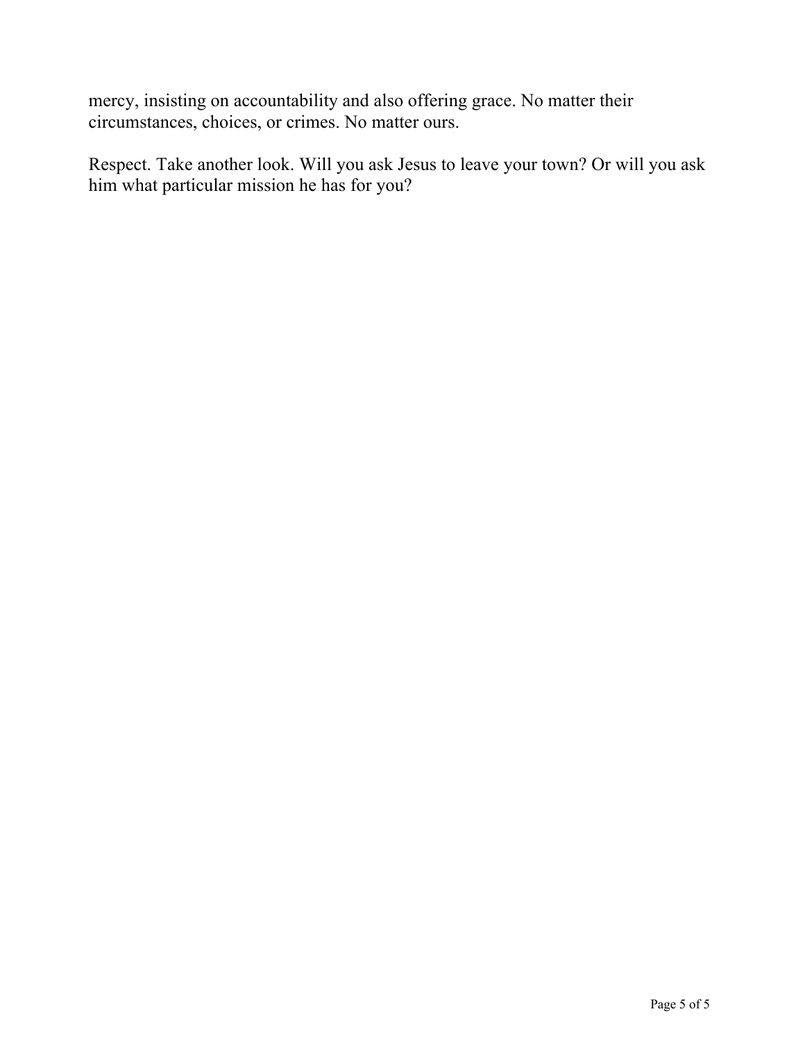mercy, insisting on accountability and also offering grace. No matter their circumstances, choices, or crimes. No matter ours.

Respect. Take another look. Will you ask Jesus to leave your town? Or will you ask him what particular mission he has for you?